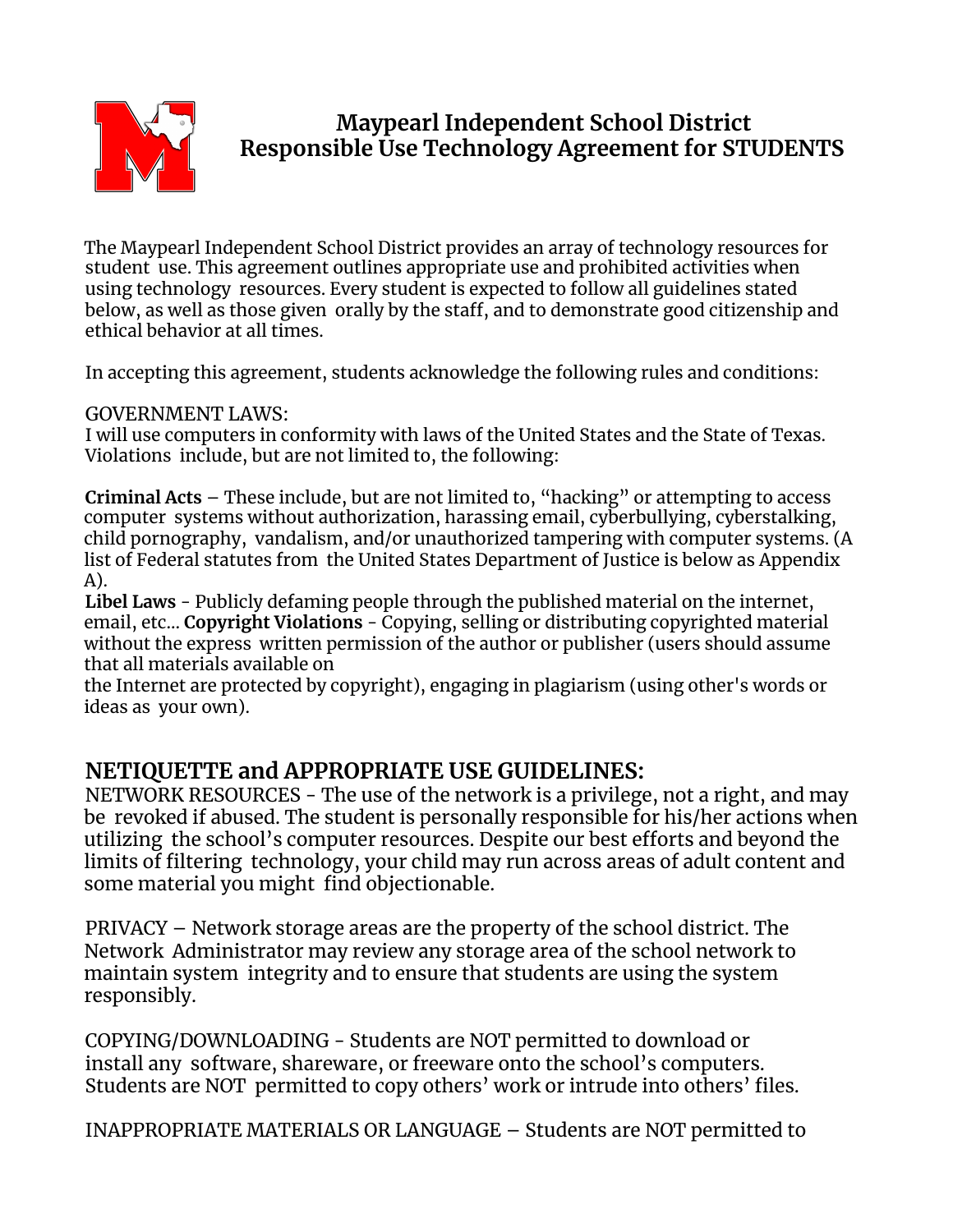# Maypearl Independent School District
# Responsible Use Technology Agreement for STUDENTS

The Maypearl Independent School District provides an array of technology resources for student use. This agreement outlines appropriate use and prohibited activities when using technology resources. Every student is expected to follow all guidelines stated below, as well as those given orally by the staff, and to demonstrate good citizenship and ethical behavior at all times.

In accepting this agreement, students acknowledge the following rules and conditions:

GOVERNMENT LAWS:
I will use computers in conformity with laws of the United States and the State of Texas. Violations include, but are not limited to, the following:

**Criminal Acts** – These include, but are not limited to, "hacking" or attempting to access computer systems without authorization, harassing email, cyberbullying, cyberstalking, child pornography, vandalism, and/or unauthorized tampering with computer systems. (A list of Federal statutes from the United States Department of Justice is below as Appendix A).
**Libel Laws** - Publicly defaming people through the published material on the internet, email, etc... **Copyright Violations** - Copying, selling or distributing copyrighted material without the express written permission of the author or publisher (users should assume that all materials available on the Internet are protected by copyright), engaging in plagiarism (using other's words or ideas as your own).

## NETIQUETTE and APPROPRIATE USE GUIDELINES:

NETWORK RESOURCES - The use of the network is a privilege, not a right, and may be revoked if abused. The student is personally responsible for his/her actions when utilizing the school's computer resources. Despite our best efforts and beyond the limits of filtering technology, your child may run across areas of adult content and some material you might find objectionable.

PRIVACY – Network storage areas are the property of the school district. The Network Administrator may review any storage area of the school network to maintain system integrity and to ensure that students are using the system responsibly.

COPYING/DOWNLOADING - Students are NOT permitted to download or install any software, shareware, or freeware onto the school's computers. Students are NOT permitted to copy others' work or intrude into others' files.

INAPPROPRIATE MATERIALS OR LANGUAGE – Students are NOT permitted to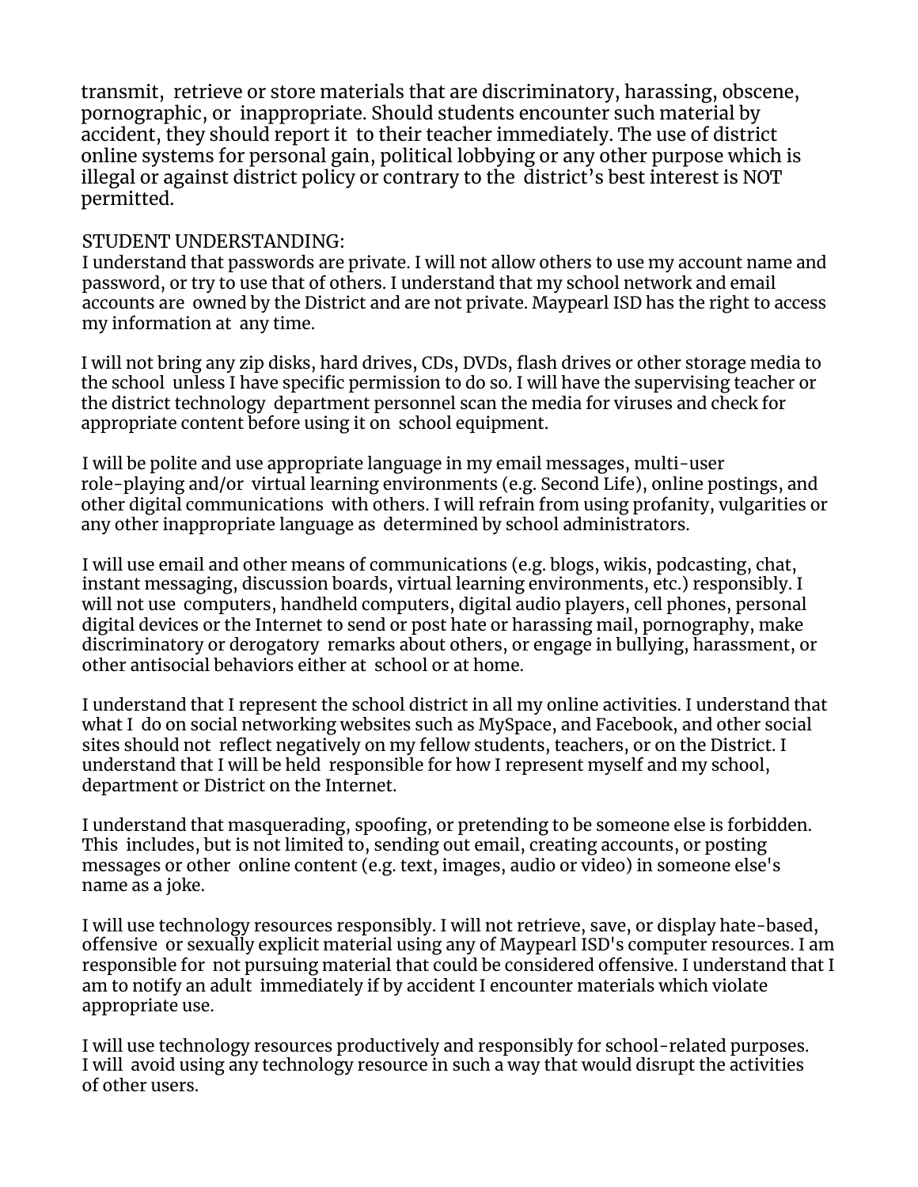transmit, retrieve or store materials that are discriminatory, harassing, obscene, pornographic, or inappropriate. Should students encounter such material by accident, they should report it to their teacher immediately. The use of district online systems for personal gain, political lobbying or any other purpose which is illegal or against district policy or contrary to the district's best interest is NOT permitted.

STUDENT UNDERSTANDING:

I understand that passwords are private. I will not allow others to use my account name and password, or try to use that of others. I understand that my school network and email accounts are owned by the District and are not private. Maypearl ISD has the right to access my information at any time.

I will not bring any zip disks, hard drives, CDs, DVDs, flash drives or other storage media to the school unless I have specific permission to do so. I will have the supervising teacher or the district technology department personnel scan the media for viruses and check for appropriate content before using it on school equipment.

I will be polite and use appropriate language in my email messages, multi-user role-playing and/or virtual learning environments (e.g. Second Life), online postings, and other digital communications with others. I will refrain from using profanity, vulgarities or any other inappropriate language as determined by school administrators.

I will use email and other means of communications (e.g. blogs, wikis, podcasting, chat, instant messaging, discussion boards, virtual learning environments, etc.) responsibly. I will not use computers, handheld computers, digital audio players, cell phones, personal digital devices or the Internet to send or post hate or harassing mail, pornography, make discriminatory or derogatory remarks about others, or engage in bullying, harassment, or other antisocial behaviors either at school or at home.

I understand that I represent the school district in all my online activities. I understand that what I do on social networking websites such as MySpace, and Facebook, and other social sites should not reflect negatively on my fellow students, teachers, or on the District. I understand that I will be held responsible for how I represent myself and my school, department or District on the Internet.

I understand that masquerading, spoofing, or pretending to be someone else is forbidden. This includes, but is not limited to, sending out email, creating accounts, or posting messages or other online content (e.g. text, images, audio or video) in someone else's name as a joke.

I will use technology resources responsibly. I will not retrieve, save, or display hate-based, offensive or sexually explicit material using any of Maypearl ISD's computer resources. I am responsible for not pursuing material that could be considered offensive. I understand that I am to notify an adult immediately if by accident I encounter materials which violate appropriate use.

I will use technology resources productively and responsibly for school-related purposes. I will avoid using any technology resource in such a way that would disrupt the activities of other users.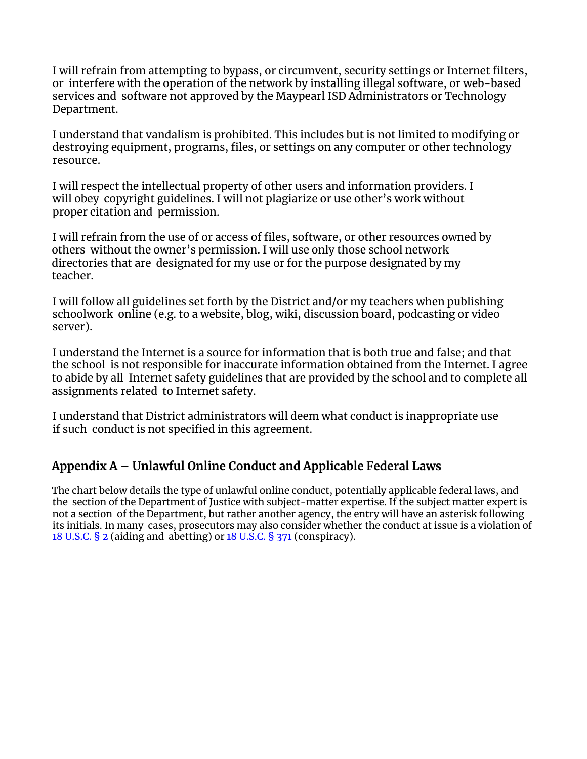I will refrain from attempting to bypass, or circumvent, security settings or Internet filters, or interfere with the operation of the network by installing illegal software, or web-based services and software not approved by the Maypearl ISD Administrators or Technology Department.

I understand that vandalism is prohibited. This includes but is not limited to modifying or destroying equipment, programs, files, or settings on any computer or other technology resource.

I will respect the intellectual property of other users and information providers. I will obey copyright guidelines. I will not plagiarize or use other's work without proper citation and permission.

I will refrain from the use of or access of files, software, or other resources owned by others without the owner's permission. I will use only those school network directories that are designated for my use or for the purpose designated by my teacher.

I will follow all guidelines set forth by the District and/or my teachers when publishing schoolwork online (e.g. to a website, blog, wiki, discussion board, podcasting or video server).

I understand the Internet is a source for information that is both true and false; and that the school is not responsible for inaccurate information obtained from the Internet. I agree to abide by all Internet safety guidelines that are provided by the school and to complete all assignments related to Internet safety.

I understand that District administrators will deem what conduct is inappropriate use if such conduct is not specified in this agreement.

## Appendix A – Unlawful Online Conduct and Applicable Federal Laws

The chart below details the type of unlawful online conduct, potentially applicable federal laws, and the section of the Department of Justice with subject-matter expertise. If the subject matter expert is not a section of the Department, but rather another agency, the entry will have an asterisk following its initials. In many cases, prosecutors may also consider whether the conduct at issue is a violation of 18 U.S.C. § 2 (aiding and abetting) or 18 U.S.C. § 371 (conspiracy).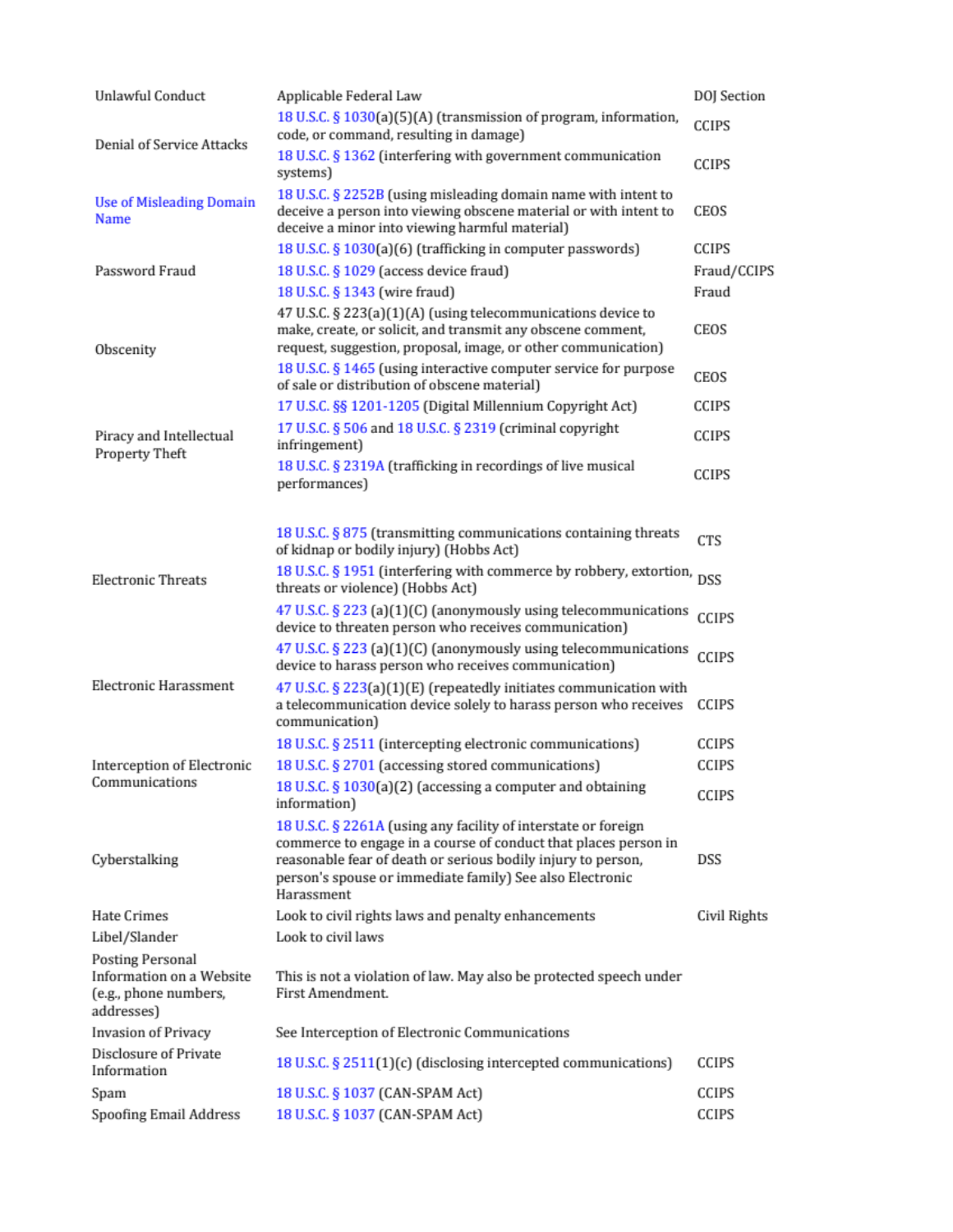| Unlawful Conduct | Applicable Federal Law | DOJ Section |
| --- | --- | --- |
| Denial of Service Attacks | 18 U.S.C. § 1030(a)(5)(A) (transmission of program, information, code, or command, resulting in damage) | CCIPS |
| | 18 U.S.C. § 1362 (interfering with government communication systems) | CCIPS |
| Use of Misleading Domain Name | 18 U.S.C. § 2252B (using misleading domain name with intent to deceive a person into viewing obscene material or with intent to deceive a minor into viewing harmful material) | CEOS |
| Password Fraud | 18 U.S.C. § 1030(a)(6) (trafficking in computer passwords) | CCIPS |
| | 18 U.S.C. § 1029 (access device fraud) | Fraud/CCIPS |
| | 18 U.S.C. § 1343 (wire fraud) | Fraud |
| Obscenity | 47 U.S.C. § 223(a)(1)(A) (using telecommunications device to make, create, or solicit, and transmit any obscene comment, request, suggestion, proposal, image, or other communication) | CEOS |
| | 18 U.S.C. § 1465 (using interactive computer service for purpose of sale or distribution of obscene material) | CEOS |
| Piracy and Intellectual Property Theft | 17 U.S.C. §§ 1201-1205 (Digital Millennium Copyright Act) | CCIPS |
| | 17 U.S.C. § 506 and 18 U.S.C. § 2319 (criminal copyright infringement) | CCIPS |
| | 18 U.S.C. § 2319A (trafficking in recordings of live musical performances) | CCIPS |
| Electronic Threats | 18 U.S.C. § 875 (transmitting communications containing threats of kidnap or bodily injury) (Hobbs Act) | CTS |
| | 18 U.S.C. § 1951 (interfering with commerce by robbery, extortion, threats or violence) (Hobbs Act) | DSS |
| | 47 U.S.C. § 223 (a)(1)(C) (anonymously using telecommunications device to threaten person who receives communication) | CCIPS |
| Electronic Harassment | 47 U.S.C. § 223 (a)(1)(C) (anonymously using telecommunications device to harass person who receives communication) | CCIPS |
| | 47 U.S.C. § 223(a)(1)(E) (repeatedly initiates communication with a telecommunication device solely to harass person who receives communication) | CCIPS |
| Interception of Electronic Communications | 18 U.S.C. § 2511 (intercepting electronic communications) | CCIPS |
| | 18 U.S.C. § 2701 (accessing stored communications) | CCIPS |
| | 18 U.S.C. § 1030(a)(2) (accessing a computer and obtaining information) | CCIPS |
| Cyberstalking | 18 U.S.C. § 2261A (using any facility of interstate or foreign commerce to engage in a course of conduct that places person in reasonable fear of death or serious bodily injury to person, person's spouse or immediate family) See also Electronic Harassment | DSS |
| Hate Crimes | Look to civil rights laws and penalty enhancements | Civil Rights |
| Libel/Slander | Look to civil laws | |
| Posting Personal Information on a Website (e.g., phone numbers, addresses) | This is not a violation of law. May also be protected speech under First Amendment. | |
| Invasion of Privacy | See Interception of Electronic Communications | |
| Disclosure of Private Information | 18 U.S.C. § 2511(1)(c) (disclosing intercepted communications) | CCIPS |
| Spam | 18 U.S.C. § 1037 (CAN-SPAM Act) | CCIPS |
| Spoofing Email Address | 18 U.S.C. § 1037 (CAN-SPAM Act) | CCIPS |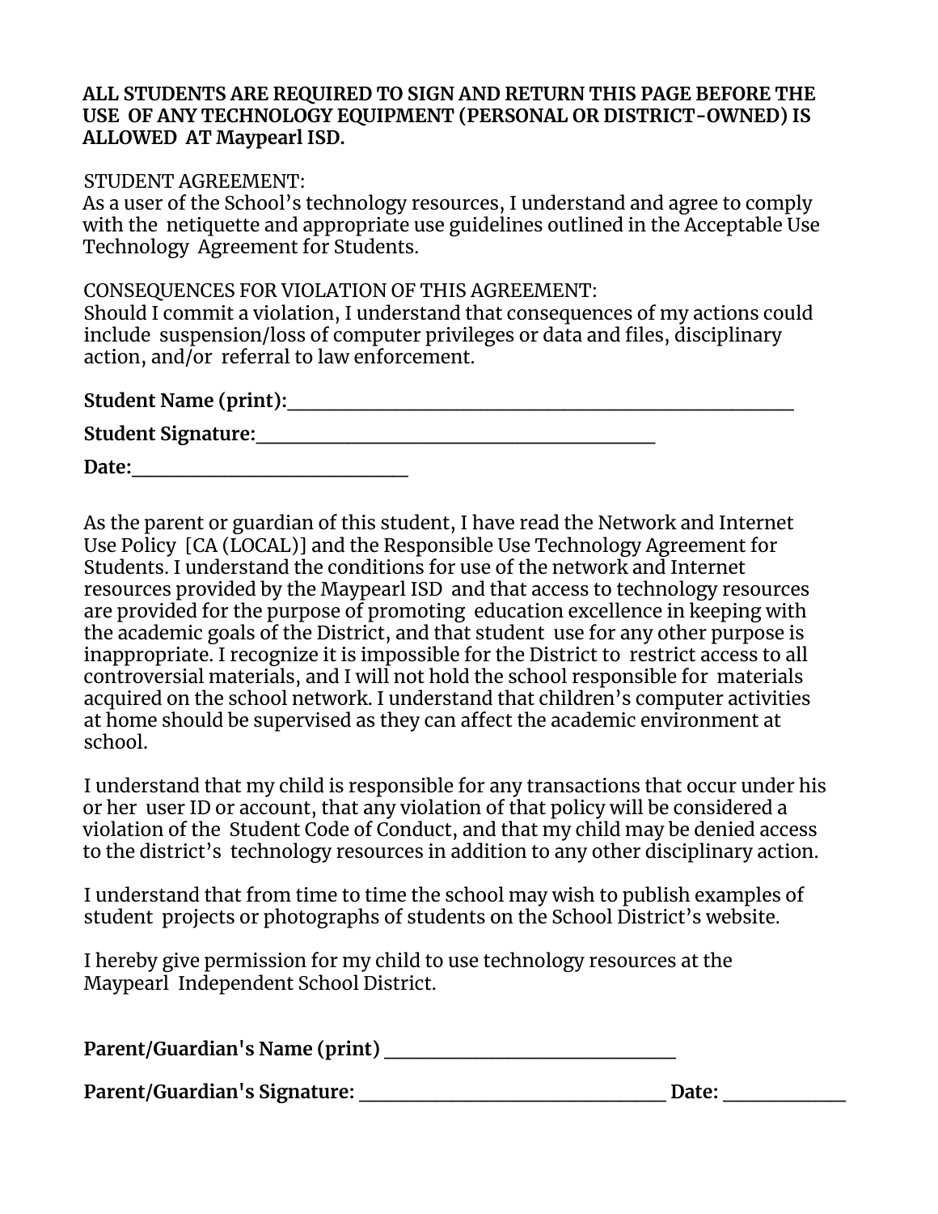**ALL STUDENTS ARE REQUIRED TO SIGN AND RETURN THIS PAGE BEFORE THE USE OF ANY TECHNOLOGY EQUIPMENT (PERSONAL OR DISTRICT-OWNED) IS ALLOWED AT Maypearl ISD.**

STUDENT AGREEMENT:
As a user of the School's technology resources, I understand and agree to comply with the netiquette and appropriate use guidelines outlined in the Acceptable Use Technology Agreement for Students.

CONSEQUENCES FOR VIOLATION OF THIS AGREEMENT:
Should I commit a violation, I understand that consequences of my actions could include suspension/loss of computer privileges or data and files, disciplinary action, and/or referral to law enforcement.

**Student Name (print):**_____________________________________________

**Student Signature:**____________________________________

**Date:**________________________

As the parent or guardian of this student, I have read the Network and Internet Use Policy [CA (LOCAL)] and the Responsible Use Technology Agreement for Students. I understand the conditions for use of the network and Internet resources provided by the Maypearl ISD and that access to technology resources are provided for the purpose of promoting education excellence in keeping with the academic goals of the District, and that student use for any other purpose is inappropriate. I recognize it is impossible for the District to restrict access to all controversial materials, and I will not hold the school responsible for materials acquired on the school network. I understand that children's computer activities at home should be supervised as they can affect the academic environment at school.

I understand that my child is responsible for any transactions that occur under his or her user ID or account, that any violation of that policy will be considered a violation of the Student Code of Conduct, and that my child may be denied access to the district's technology resources in addition to any other disciplinary action.

I understand that from time to time the school may wish to publish examples of student projects or photographs of students on the School District's website.

I hereby give permission for my child to use technology resources at the Maypearl Independent School District.

**Parent/Guardian's Name (print)** _________________________

**Parent/Guardian's Signature:** ___________________________ **Date:** __________